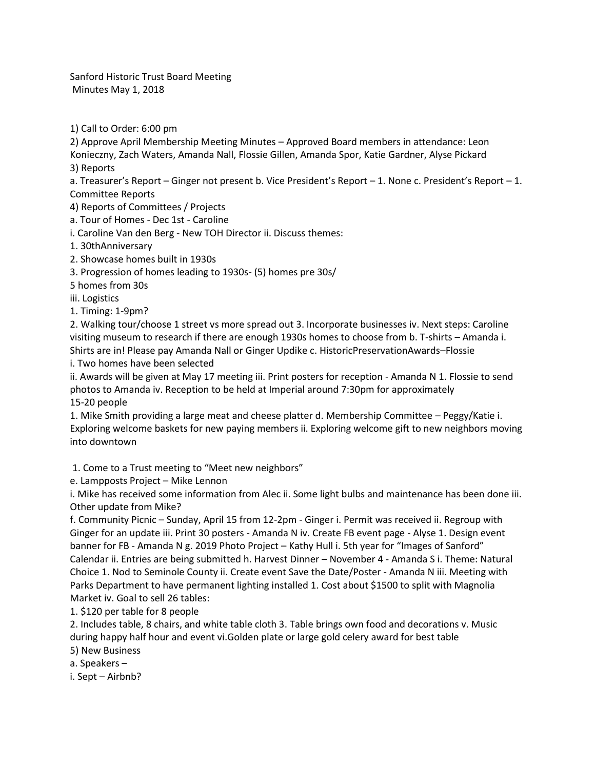Sanford Historic Trust Board Meeting
Minutes May 1, 2018

1) Call to Order: 6:00 pm
2) Approve April Membership Meeting Minutes – Approved Board members in attendance: Leon Konieczny, Zach Waters, Amanda Nall, Flossie Gillen, Amanda Spor, Katie Gardner, Alyse Pickard
3) Reports
a. Treasurer's Report – Ginger not present b. Vice President's Report – 1. None c. President's Report – 1. Committee Reports
4) Reports of Committees / Projects
a. Tour of Homes - Dec 1st - Caroline
i. Caroline Van den Berg - New TOH Director ii. Discuss themes:
1. 30thAnniversary
2. Showcase homes built in 1930s
3. Progression of homes leading to 1930s- (5) homes pre 30s/
5 homes from 30s
iii. Logistics
1. Timing: 1-9pm?
2. Walking tour/choose 1 street vs more spread out 3. Incorporate businesses iv. Next steps: Caroline visiting museum to research if there are enough 1930s homes to choose from b. T-shirts – Amanda i. Shirts are in! Please pay Amanda Nall or Ginger Updike c. HistoricPreservationAwards–Flossie
i. Two homes have been selected
ii. Awards will be given at May 17 meeting iii. Print posters for reception - Amanda N 1. Flossie to send photos to Amanda iv. Reception to be held at Imperial around 7:30pm for approximately 15-20 people
1. Mike Smith providing a large meat and cheese platter d. Membership Committee – Peggy/Katie i. Exploring welcome baskets for new paying members ii. Exploring welcome gift to new neighbors moving into downtown

1. Come to a Trust meeting to "Meet new neighbors"
e. Lampposts Project – Mike Lennon
i. Mike has received some information from Alec ii. Some light bulbs and maintenance has been done iii. Other update from Mike?
f. Community Picnic – Sunday, April 15 from 12-2pm - Ginger i. Permit was received ii. Regroup with Ginger for an update iii. Print 30 posters - Amanda N iv. Create FB event page - Alyse 1. Design event banner for FB - Amanda N g. 2019 Photo Project – Kathy Hull i. 5th year for "Images of Sanford" Calendar ii. Entries are being submitted h. Harvest Dinner – November 4 - Amanda S i. Theme: Natural Choice 1. Nod to Seminole County ii. Create event Save the Date/Poster - Amanda N iii. Meeting with Parks Department to have permanent lighting installed 1. Cost about $1500 to split with Magnolia Market iv. Goal to sell 26 tables:
1. $120 per table for 8 people
2. Includes table, 8 chairs, and white table cloth 3. Table brings own food and decorations v. Music during happy half hour and event vi.Golden plate or large gold celery award for best table
5) New Business
a. Speakers –
i. Sept – Airbnb?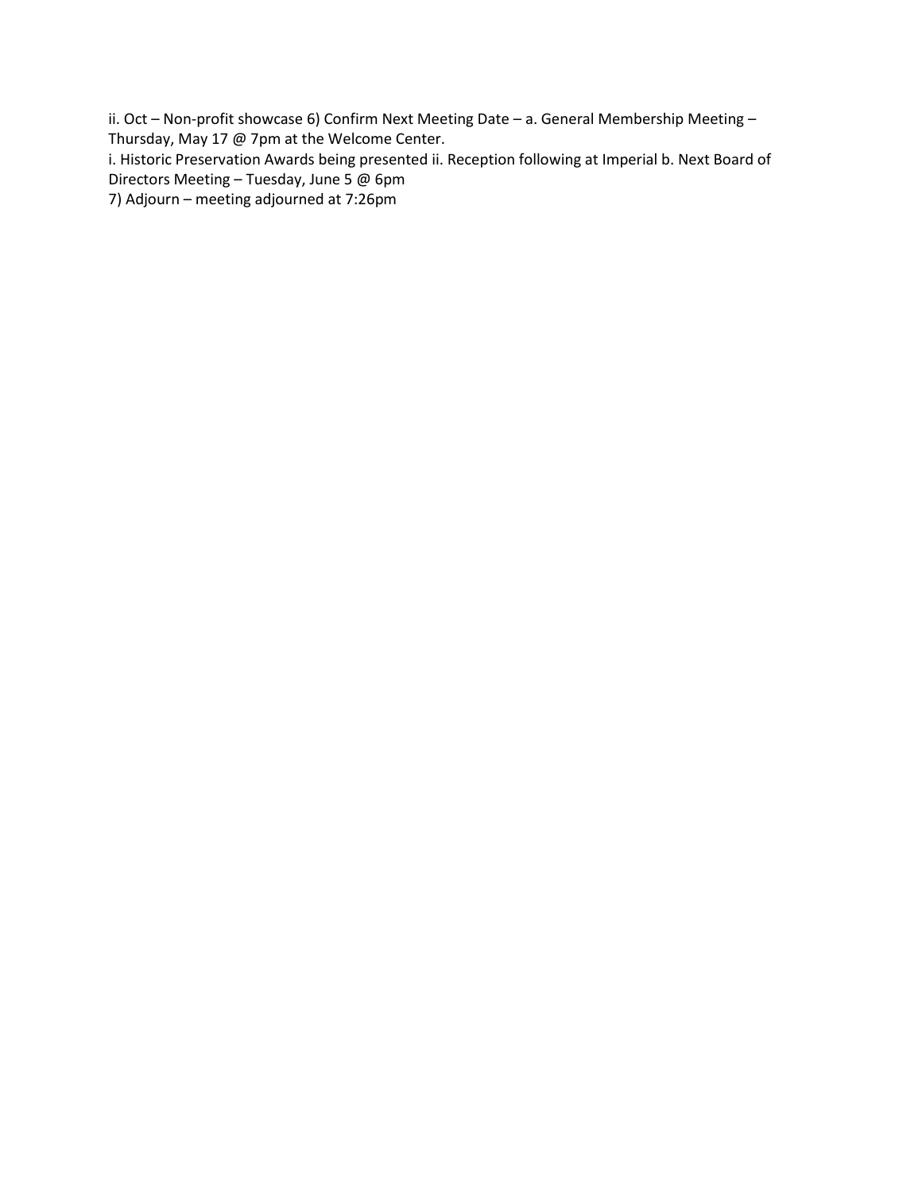ii. Oct – Non-profit showcase 6) Confirm Next Meeting Date – a. General Membership Meeting – Thursday, May 17 @ 7pm at the Welcome Center.

i. Historic Preservation Awards being presented ii. Reception following at Imperial b. Next Board of Directors Meeting – Tuesday, June 5 @ 6pm

7) Adjourn – meeting adjourned at 7:26pm